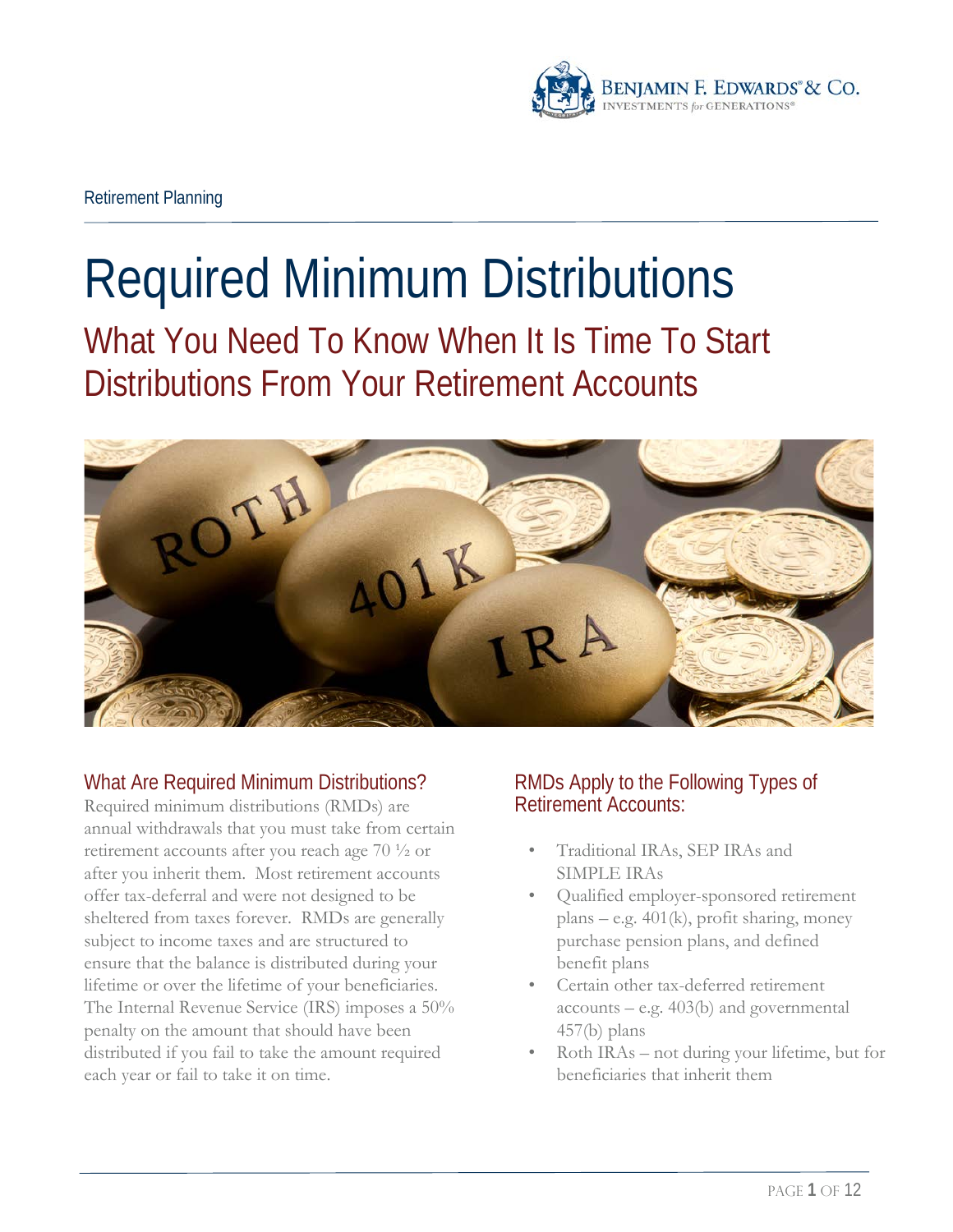Retirement Planning

# Required Minimum Distributions

## What You Need To Know When It Is Time To Start Distributions From Your Retirement Accounts

### What Are Required Minimum Distributions?

Required minimum distributions (RMDs) are annual withdrawals that you must take from certain retirement accounts after you reach age 70 ½ or after you inherit them. Most retirement accounts offer tax-deferral and were not designed to be sheltered from taxes forever. RMDs are generally subject to income taxes and are structured to ensure that the balance is distributed during your lifetime or over the lifetime of your beneficiaries. The Internal Revenue Service (IRS) imposes a 50% penalty on the amount that should have been distributed if you fail to take the amount required each year or fail to take it on time.

### RMDs Apply to the Following Types of Retirement Accounts:

- Traditional IRAs, SEP IRAs and SIMPLE IRAs
- Qualified employer-sponsored retirement plans – e.g. 401(k), profit sharing, money purchase pension plans, and defined benefit plans
- Certain other tax-deferred retirement accounts – e.g. 403(b) and governmental 457(b) plans
- Roth IRAs – not during your lifetime, but for beneficiaries that inherit them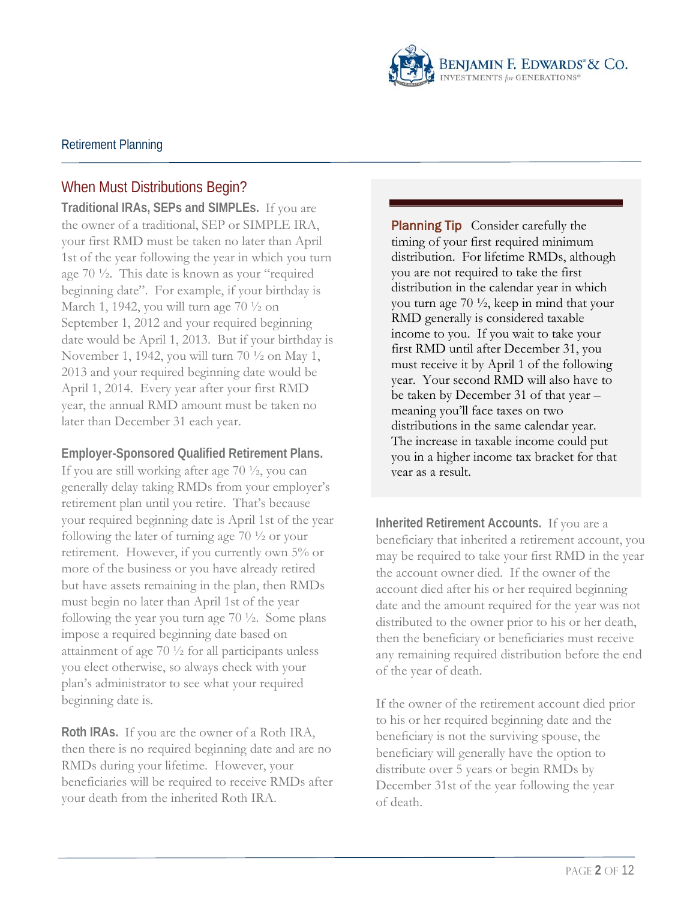## When Must Distributions Begin?

**Traditional IRAs, SEPs and SIMPLEs.** If you are the owner of a traditional, SEP or SIMPLE IRA, your first RMD must be taken no later than April 1st of the year following the year in which you turn age 70 ½. This date is known as your "required beginning date". For example, if your birthday is March 1, 1942, you will turn age 70 ½ on September 1, 2012 and your required beginning date would be April 1, 2013. But if your birthday is November 1, 1942, you will turn 70 ½ on May 1, 2013 and your required beginning date would be April 1, 2014. Every year after your first RMD year, the annual RMD amount must be taken no later than December 31 each year.

**Employer-Sponsored Qualified Retirement Plans.** If you are still working after age 70 ½, you can generally delay taking RMDs from your employer's retirement plan until you retire. That's because your required beginning date is April 1st of the year following the later of turning age 70 ½ or your retirement. However, if you currently own 5% or more of the business or you have already retired but have assets remaining in the plan, then RMDs must begin no later than April 1st of the year following the year you turn age 70 ½. Some plans impose a required beginning date based on attainment of age 70 ½ for all participants unless you elect otherwise, so always check with your plan's administrator to see what your required beginning date is.

**Roth IRAs.** If you are the owner of a Roth IRA, then there is no required beginning date and are no RMDs during your lifetime. However, your beneficiaries will be required to receive RMDs after your death from the inherited Roth IRA.

**Planning Tip** Consider carefully the timing of your first required minimum distribution. For lifetime RMDs, although you are not required to take the first distribution in the calendar year in which you turn age 70 ½, keep in mind that your RMD generally is considered taxable income to you. If you wait to take your first RMD until after December 31, you must receive it by April 1 of the following year. Your second RMD will also have to be taken by December 31 of that year – meaning you'll face taxes on two distributions in the same calendar year. The increase in taxable income could put you in a higher income tax bracket for that year as a result.

**Inherited Retirement Accounts.** If you are a beneficiary that inherited a retirement account, you may be required to take your first RMD in the year the account owner died. If the owner of the account died after his or her required beginning date and the amount required for the year was not distributed to the owner prior to his or her death, then the beneficiary or beneficiaries must receive any remaining required distribution before the end of the year of death.

If the owner of the retirement account died prior to his or her required beginning date and the beneficiary is not the surviving spouse, the beneficiary will generally have the option to distribute over 5 years or begin RMDs by December 31st of the year following the year of death.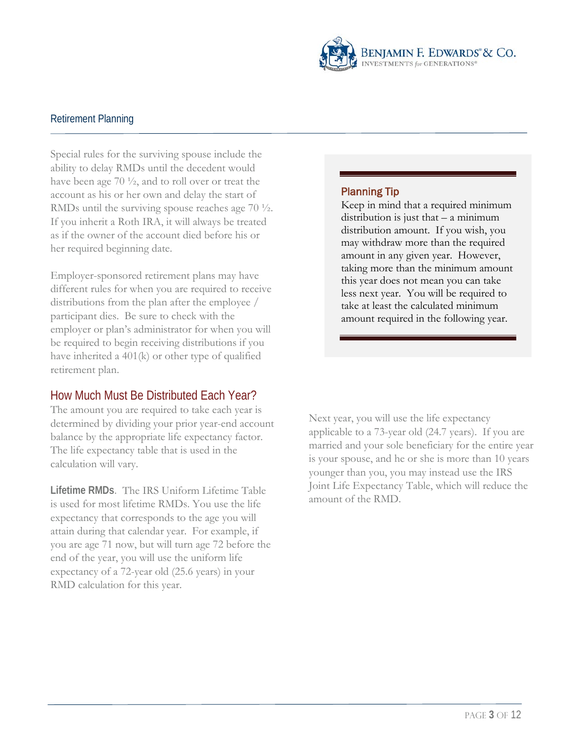Special rules for the surviving spouse include the ability to delay RMDs until the decedent would have been age 70 ½, and to roll over or treat the account as his or her own and delay the start of RMDs until the surviving spouse reaches age 70 ½. If you inherit a Roth IRA, it will always be treated as if the owner of the account died before his or her required beginning date.

Employer-sponsored retirement plans may have different rules for when you are required to receive distributions from the plan after the employee / participant dies. Be sure to check with the employer or plan's administrator for when you will be required to begin receiving distributions if you have inherited a 401(k) or other type of qualified retirement plan.

## How Much Must Be Distributed Each Year?

The amount you are required to take each year is determined by dividing your prior year-end account balance by the appropriate life expectancy factor. The life expectancy table that is used in the calculation will vary.

**Lifetime RMDs**. The IRS Uniform Lifetime Table is used for most lifetime RMDs. You use the life expectancy that corresponds to the age you will attain during that calendar year. For example, if you are age 71 now, but will turn age 72 before the end of the year, you will use the uniform life expectancy of a 72-year old (25.6 years) in your RMD calculation for this year.

Next year, you will use the life expectancy applicable to a 73-year old (24.7 years). If you are married and your sole beneficiary for the entire year is your spouse, and he or she is more than 10 years younger than you, you may instead use the IRS Joint Life Expectancy Table, which will reduce the amount of the RMD.

> **Planning Tip**
>
> Keep in mind that a required minimum distribution is just that – a minimum distribution amount. If you wish, you may withdraw more than the required amount in any given year. However, taking more than the minimum amount this year does not mean you can take less next year. You will be required to take at least the calculated minimum amount required in the following year.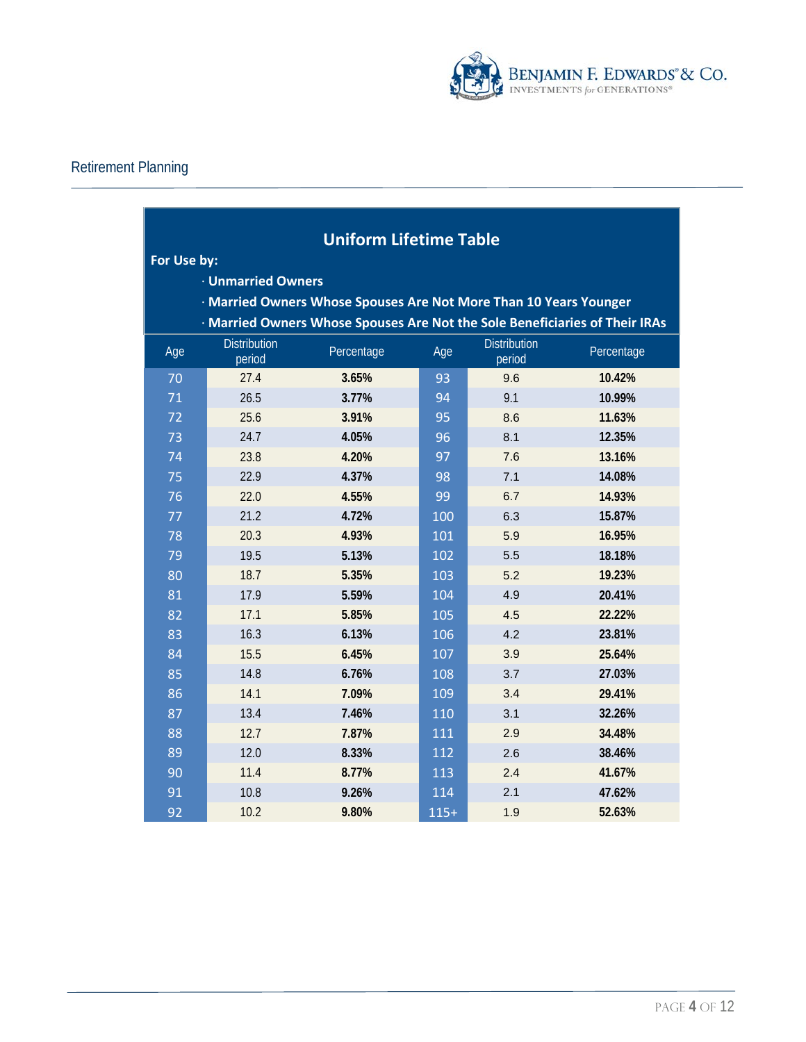Retirement Planning

## Uniform Lifetime Table

**For Use by:**

- **Unmarried Owners**
- **Married Owners Whose Spouses Are Not More Than 10 Years Younger**
- **Married Owners Whose Spouses Are Not the Sole Beneficiaries of Their IRAs**

| Age | Distribution period | Percentage | Age | Distribution period | Percentage |
|---|---|---|---|---|---|
| 70 | 27.4 | **3.65%** | 93 | 9.6 | **10.42%** |
| 71 | 26.5 | **3.77%** | 94 | 9.1 | **10.99%** |
| 72 | 25.6 | **3.91%** | 95 | 8.6 | **11.63%** |
| 73 | 24.7 | **4.05%** | 96 | 8.1 | **12.35%** |
| 74 | 23.8 | **4.20%** | 97 | 7.6 | **13.16%** |
| 75 | 22.9 | **4.37%** | 98 | 7.1 | **14.08%** |
| 76 | 22.0 | **4.55%** | 99 | 6.7 | **14.93%** |
| 77 | 21.2 | **4.72%** | 100 | 6.3 | **15.87%** |
| 78 | 20.3 | **4.93%** | 101 | 5.9 | **16.95%** |
| 79 | 19.5 | **5.13%** | 102 | 5.5 | **18.18%** |
| 80 | 18.7 | **5.35%** | 103 | 5.2 | **19.23%** |
| 81 | 17.9 | **5.59%** | 104 | 4.9 | **20.41%** |
| 82 | 17.1 | **5.85%** | 105 | 4.5 | **22.22%** |
| 83 | 16.3 | **6.13%** | 106 | 4.2 | **23.81%** |
| 84 | 15.5 | **6.45%** | 107 | 3.9 | **25.64%** |
| 85 | 14.8 | **6.76%** | 108 | 3.7 | **27.03%** |
| 86 | 14.1 | **7.09%** | 109 | 3.4 | **29.41%** |
| 87 | 13.4 | **7.46%** | 110 | 3.1 | **32.26%** |
| 88 | 12.7 | **7.87%** | 111 | 2.9 | **34.48%** |
| 89 | 12.0 | **8.33%** | 112 | 2.6 | **38.46%** |
| 90 | 11.4 | **8.77%** | 113 | 2.4 | **41.67%** |
| 91 | 10.8 | **9.26%** | 114 | 2.1 | **47.62%** |
| 92 | 10.2 | **9.80%** | 115+ | 1.9 | **52.63%** |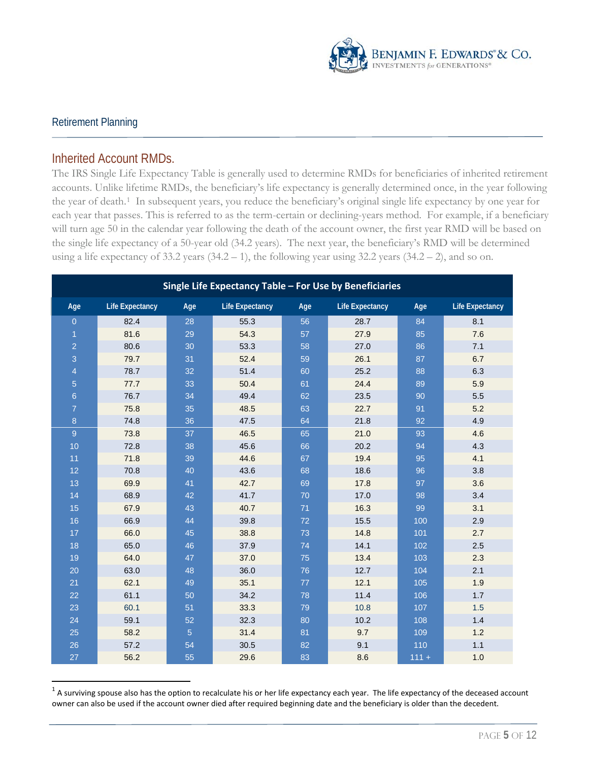## Retirement Planning

### Inherited Account RMDs.

The IRS Single Life Expectancy Table is generally used to determine RMDs for beneficiaries of inherited retirement accounts. Unlike lifetime RMDs, the beneficiary's life expectancy is generally determined once, in the year following the year of death.[1] In subsequent years, you reduce the beneficiary's original single life expectancy by one year for each year that passes. This is referred to as the term-certain or declining-years method. For example, if a beneficiary will turn age 50 in the calendar year following the death of the account owner, the first year RMD will be based on the single life expectancy of a 50-year old (34.2 years). The next year, the beneficiary's RMD will be determined using a life expectancy of 33.2 years (34.2 – 1), the following year using 32.2 years (34.2 – 2), and so on.

**Single Life Expectancy Table – For Use by Beneficiaries**

| Age | Life Expectancy | Age | Life Expectancy | Age | Life Expectancy | Age | Life Expectancy |
|---|---|---|---|---|---|---|---|
| 0 | 82.4 | 28 | 55.3 | 56 | 28.7 | 84 | 8.1 |
| 1 | 81.6 | 29 | 54.3 | 57 | 27.9 | 85 | 7.6 |
| 2 | 80.6 | 30 | 53.3 | 58 | 27.0 | 86 | 7.1 |
| 3 | 79.7 | 31 | 52.4 | 59 | 26.1 | 87 | 6.7 |
| 4 | 78.7 | 32 | 51.4 | 60 | 25.2 | 88 | 6.3 |
| 5 | 77.7 | 33 | 50.4 | 61 | 24.4 | 89 | 5.9 |
| 6 | 76.7 | 34 | 49.4 | 62 | 23.5 | 90 | 5.5 |
| 7 | 75.8 | 35 | 48.5 | 63 | 22.7 | 91 | 5.2 |
| 8 | 74.8 | 36 | 47.5 | 64 | 21.8 | 92 | 4.9 |
| 9 | 73.8 | 37 | 46.5 | 65 | 21.0 | 93 | 4.6 |
| 10 | 72.8 | 38 | 45.6 | 66 | 20.2 | 94 | 4.3 |
| 11 | 71.8 | 39 | 44.6 | 67 | 19.4 | 95 | 4.1 |
| 12 | 70.8 | 40 | 43.6 | 68 | 18.6 | 96 | 3.8 |
| 13 | 69.9 | 41 | 42.7 | 69 | 17.8 | 97 | 3.6 |
| 14 | 68.9 | 42 | 41.7 | 70 | 17.0 | 98 | 3.4 |
| 15 | 67.9 | 43 | 40.7 | 71 | 16.3 | 99 | 3.1 |
| 16 | 66.9 | 44 | 39.8 | 72 | 15.5 | 100 | 2.9 |
| 17 | 66.0 | 45 | 38.8 | 73 | 14.8 | 101 | 2.7 |
| 18 | 65.0 | 46 | 37.9 | 74 | 14.1 | 102 | 2.5 |
| 19 | 64.0 | 47 | 37.0 | 75 | 13.4 | 103 | 2.3 |
| 20 | 63.0 | 48 | 36.0 | 76 | 12.7 | 104 | 2.1 |
| 21 | 62.1 | 49 | 35.1 | 77 | 12.1 | 105 | 1.9 |
| 22 | 61.1 | 50 | 34.2 | 78 | 11.4 | 106 | 1.7 |
| 23 | 60.1 | 51 | 33.3 | 79 | 10.8 | 107 | 1.5 |
| 24 | 59.1 | 52 | 32.3 | 80 | 10.2 | 108 | 1.4 |
| 25 | 58.2 | 5 | 31.4 | 81 | 9.7 | 109 | 1.2 |
| 26 | 57.2 | 54 | 30.5 | 82 | 9.1 | 110 | 1.1 |
| 27 | 56.2 | 55 | 29.6 | 83 | 8.6 | 111 + | 1.0 |

[1] A surviving spouse also has the option to recalculate his or her life expectancy each year. The life expectancy of the deceased account owner can also be used if the account owner died after required beginning date and the beneficiary is older than the decedent.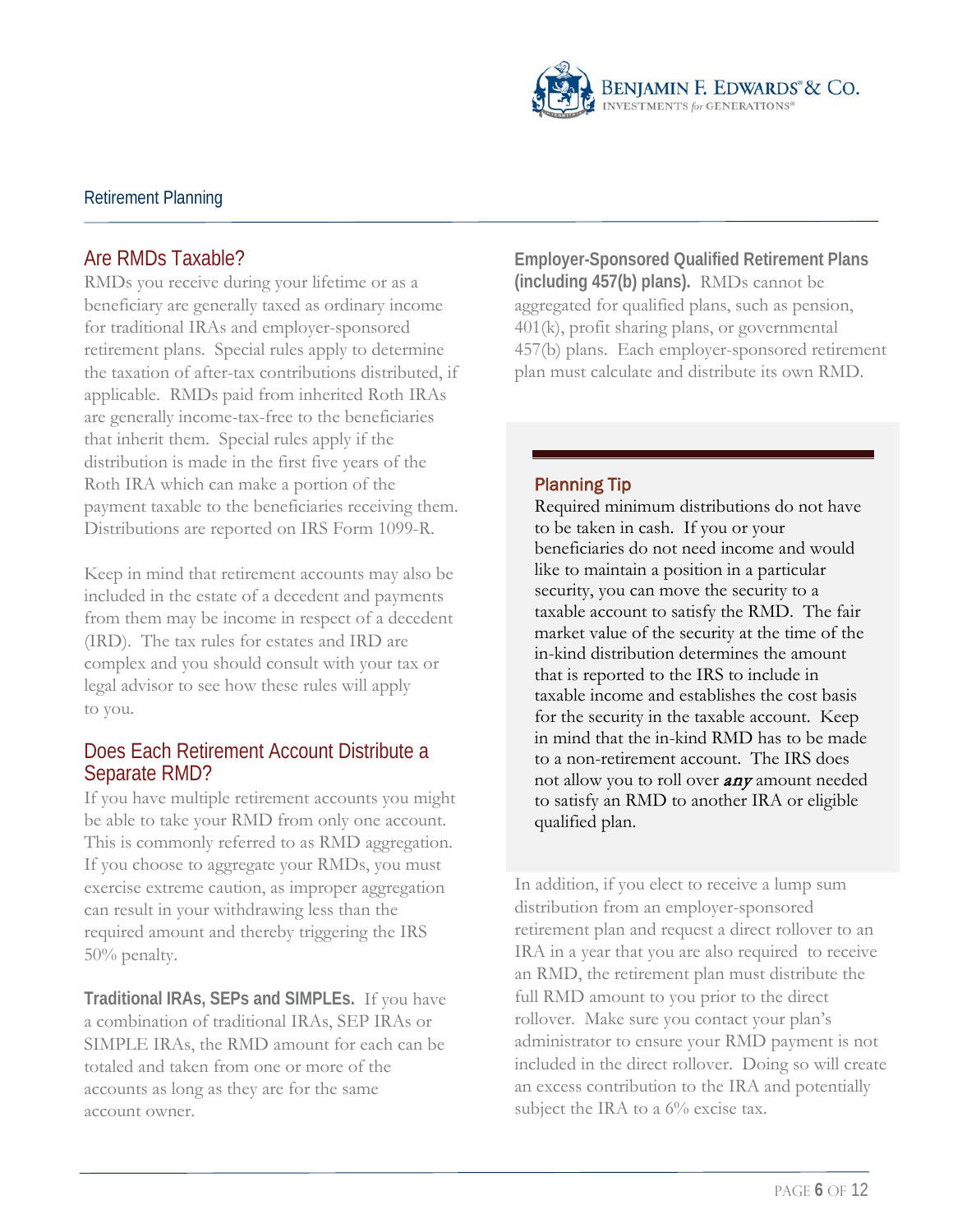Retirement Planning

## Are RMDs Taxable?

RMDs you receive during your lifetime or as a beneficiary are generally taxed as ordinary income for traditional IRAs and employer-sponsored retirement plans. Special rules apply to determine the taxation of after-tax contributions distributed, if applicable. RMDs paid from inherited Roth IRAs are generally income-tax-free to the beneficiaries that inherit them. Special rules apply if the distribution is made in the first five years of the Roth IRA which can make a portion of the payment taxable to the beneficiaries receiving them. Distributions are reported on IRS Form 1099-R.

Keep in mind that retirement accounts may also be included in the estate of a decedent and payments from them may be income in respect of a decedent (IRD). The tax rules for estates and IRD are complex and you should consult with your tax or legal advisor to see how these rules will apply to you.

## Does Each Retirement Account Distribute a Separate RMD?

If you have multiple retirement accounts you might be able to take your RMD from only one account. This is commonly referred to as RMD aggregation. If you choose to aggregate your RMDs, you must exercise extreme caution, as improper aggregation can result in your withdrawing less than the required amount and thereby triggering the IRS 50% penalty.

**Traditional IRAs, SEPs and SIMPLEs.** If you have a combination of traditional IRAs, SEP IRAs or SIMPLE IRAs, the RMD amount for each can be totaled and taken from one or more of the accounts as long as they are for the same account owner.

**Employer-Sponsored Qualified Retirement Plans (including 457(b) plans).** RMDs cannot be aggregated for qualified plans, such as pension, 401(k), profit sharing plans, or governmental 457(b) plans. Each employer-sponsored retirement plan must calculate and distribute its own RMD.

### Planning Tip

Required minimum distributions do not have to be taken in cash. If you or your beneficiaries do not need income and would like to maintain a position in a particular security, you can move the security to a taxable account to satisfy the RMD. The fair market value of the security at the time of the in-kind distribution determines the amount that is reported to the IRS to include in taxable income and establishes the cost basis for the security in the taxable account. Keep in mind that the in-kind RMD has to be made to a non-retirement account. The IRS does not allow you to roll over ***any*** amount needed to satisfy an RMD to another IRA or eligible qualified plan.

In addition, if you elect to receive a lump sum distribution from an employer-sponsored retirement plan and request a direct rollover to an IRA in a year that you are also required to receive an RMD, the retirement plan must distribute the full RMD amount to you prior to the direct rollover. Make sure you contact your plan's administrator to ensure your RMD payment is not included in the direct rollover. Doing so will create an excess contribution to the IRA and potentially subject the IRA to a 6% excise tax.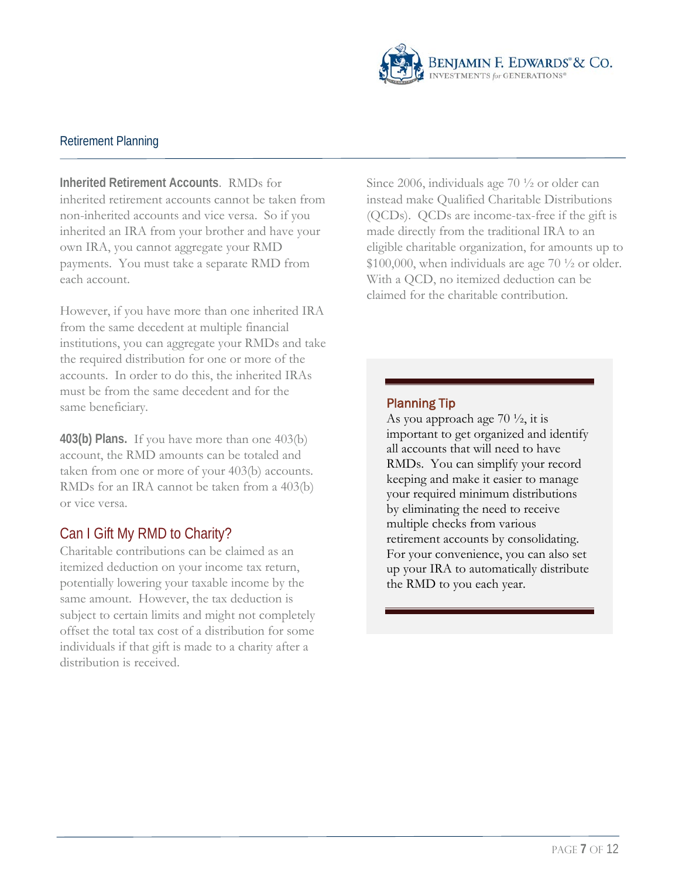**Inherited Retirement Accounts**. RMDs for inherited retirement accounts cannot be taken from non-inherited accounts and vice versa. So if you inherited an IRA from your brother and have your own IRA, you cannot aggregate your RMD payments. You must take a separate RMD from each account.

However, if you have more than one inherited IRA from the same decedent at multiple financial institutions, you can aggregate your RMDs and take the required distribution for one or more of the accounts. In order to do this, the inherited IRAs must be from the same decedent and for the same beneficiary.

**403(b) Plans.** If you have more than one 403(b) account, the RMD amounts can be totaled and taken from one or more of your 403(b) accounts. RMDs for an IRA cannot be taken from a 403(b) or vice versa.

## Can I Gift My RMD to Charity?

Charitable contributions can be claimed as an itemized deduction on your income tax return, potentially lowering your taxable income by the same amount. However, the tax deduction is subject to certain limits and might not completely offset the total tax cost of a distribution for some individuals if that gift is made to a charity after a distribution is received.

Since 2006, individuals age 70 ½ or older can instead make Qualified Charitable Distributions (QCDs). QCDs are income-tax-free if the gift is made directly from the traditional IRA to an eligible charitable organization, for amounts up to $100,000, when individuals are age 70 ½ or older. With a QCD, no itemized deduction can be claimed for the charitable contribution.

### Planning Tip

As you approach age 70 ½, it is important to get organized and identify all accounts that will need to have RMDs. You can simplify your record keeping and make it easier to manage your required minimum distributions by eliminating the need to receive multiple checks from various retirement accounts by consolidating. For your convenience, you can also set up your IRA to automatically distribute the RMD to you each year.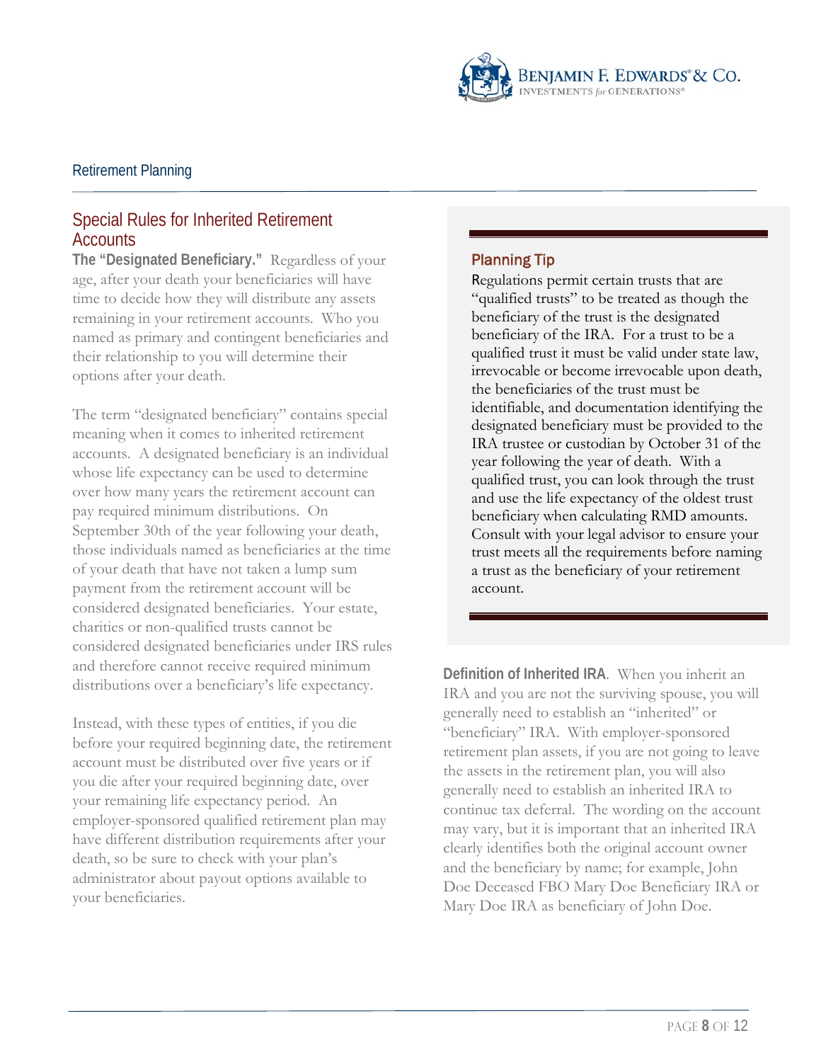## Special Rules for Inherited Retirement Accounts

**The "Designated Beneficiary."** Regardless of your age, after your death your beneficiaries will have time to decide how they will distribute any assets remaining in your retirement accounts. Who you named as primary and contingent beneficiaries and their relationship to you will determine their options after your death.

The term "designated beneficiary" contains special meaning when it comes to inherited retirement accounts. A designated beneficiary is an individual whose life expectancy can be used to determine over how many years the retirement account can pay required minimum distributions. On September 30th of the year following your death, those individuals named as beneficiaries at the time of your death that have not taken a lump sum payment from the retirement account will be considered designated beneficiaries. Your estate, charities or non-qualified trusts cannot be considered designated beneficiaries under IRS rules and therefore cannot receive required minimum distributions over a beneficiary's life expectancy.

Instead, with these types of entities, if you die before your required beginning date, the retirement account must be distributed over five years or if you die after your required beginning date, over your remaining life expectancy period. An employer-sponsored qualified retirement plan may have different distribution requirements after your death, so be sure to check with your plan's administrator about payout options available to your beneficiaries.

### Planning Tip

Regulations permit certain trusts that are "qualified trusts" to be treated as though the beneficiary of the trust is the designated beneficiary of the IRA. For a trust to be a qualified trust it must be valid under state law, irrevocable or become irrevocable upon death, the beneficiaries of the trust must be identifiable, and documentation identifying the designated beneficiary must be provided to the IRA trustee or custodian by October 31 of the year following the year of death. With a qualified trust, you can look through the trust and use the life expectancy of the oldest trust beneficiary when calculating RMD amounts. Consult with your legal advisor to ensure your trust meets all the requirements before naming a trust as the beneficiary of your retirement account.

**Definition of Inherited IRA**. When you inherit an IRA and you are not the surviving spouse, you will generally need to establish an "inherited" or "beneficiary" IRA. With employer-sponsored retirement plan assets, if you are not going to leave the assets in the retirement plan, you will also generally need to establish an inherited IRA to continue tax deferral. The wording on the account may vary, but it is important that an inherited IRA clearly identifies both the original account owner and the beneficiary by name; for example, John Doe Deceased FBO Mary Doe Beneficiary IRA or Mary Doe IRA as beneficiary of John Doe.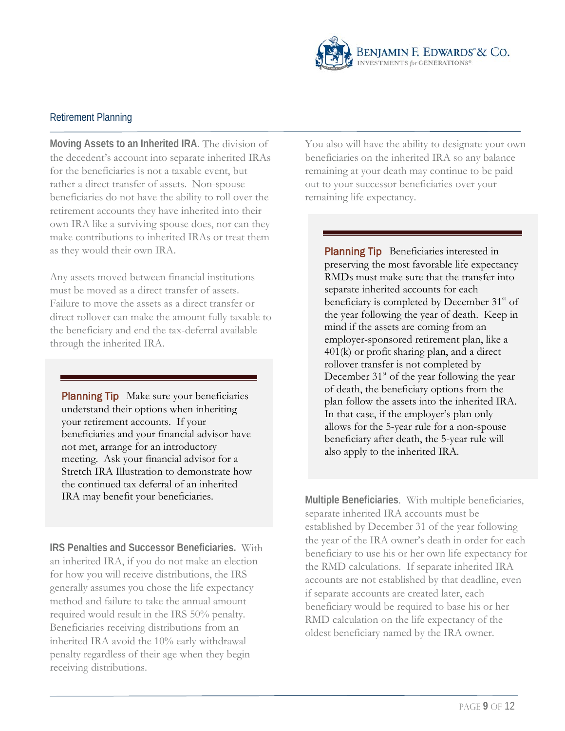## Retirement Planning

**Moving Assets to an Inherited IRA**. The division of the decedent's account into separate inherited IRAs for the beneficiaries is not a taxable event, but rather a direct transfer of assets. Non-spouse beneficiaries do not have the ability to roll over the retirement accounts they have inherited into their own IRA like a surviving spouse does, nor can they make contributions to inherited IRAs or treat them as they would their own IRA.

Any assets moved between financial institutions must be moved as a direct transfer of assets. Failure to move the assets as a direct transfer or direct rollover can make the amount fully taxable to the beneficiary and end the tax-deferral available through the inherited IRA.

> **Planning Tip** Make sure your beneficiaries understand their options when inheriting your retirement accounts. If your beneficiaries and your financial advisor have not met, arrange for an introductory meeting. Ask your financial advisor for a Stretch IRA Illustration to demonstrate how the continued tax deferral of an inherited IRA may benefit your beneficiaries.

**IRS Penalties and Successor Beneficiaries.** With an inherited IRA, if you do not make an election for how you will receive distributions, the IRS generally assumes you chose the life expectancy method and failure to take the annual amount required would result in the IRS 50% penalty. Beneficiaries receiving distributions from an inherited IRA avoid the 10% early withdrawal penalty regardless of their age when they begin receiving distributions.

You also will have the ability to designate your own beneficiaries on the inherited IRA so any balance remaining at your death may continue to be paid out to your successor beneficiaries over your remaining life expectancy.

> **Planning Tip** Beneficiaries interested in preserving the most favorable life expectancy RMDs must make sure that the transfer into separate inherited accounts for each beneficiary is completed by December 31st of the year following the year of death. Keep in mind if the assets are coming from an employer-sponsored retirement plan, like a 401(k) or profit sharing plan, and a direct rollover transfer is not completed by December 31st of the year following the year of death, the beneficiary options from the plan follow the assets into the inherited IRA. In that case, if the employer's plan only allows for the 5-year rule for a non-spouse beneficiary after death, the 5-year rule will also apply to the inherited IRA.

**Multiple Beneficiaries**. With multiple beneficiaries, separate inherited IRA accounts must be established by December 31 of the year following the year of the IRA owner's death in order for each beneficiary to use his or her own life expectancy for the RMD calculations. If separate inherited IRA accounts are not established by that deadline, even if separate accounts are created later, each beneficiary would be required to base his or her RMD calculation on the life expectancy of the oldest beneficiary named by the IRA owner.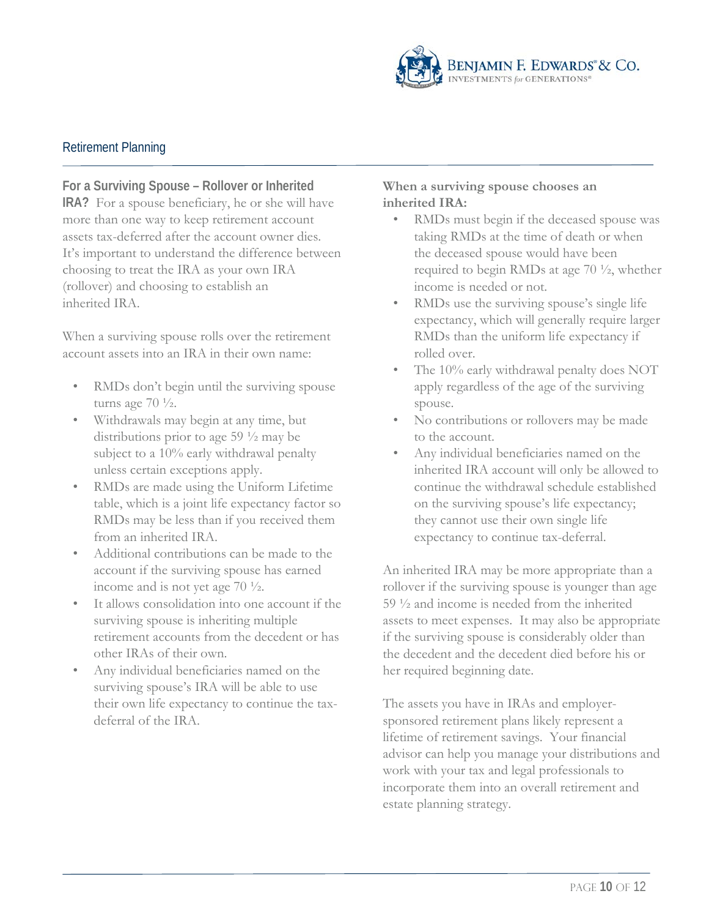## Retirement Planning

**For a Surviving Spouse – Rollover or Inherited IRA?** For a spouse beneficiary, he or she will have more than one way to keep retirement account assets tax-deferred after the account owner dies. It's important to understand the difference between choosing to treat the IRA as your own IRA (rollover) and choosing to establish an inherited IRA.

When a surviving spouse rolls over the retirement account assets into an IRA in their own name:

- RMDs don't begin until the surviving spouse turns age 70 ½.
- Withdrawals may begin at any time, but distributions prior to age 59 ½ may be subject to a 10% early withdrawal penalty unless certain exceptions apply.
- RMDs are made using the Uniform Lifetime table, which is a joint life expectancy factor so RMDs may be less than if you received them from an inherited IRA.
- Additional contributions can be made to the account if the surviving spouse has earned income and is not yet age 70 ½.
- It allows consolidation into one account if the surviving spouse is inheriting multiple retirement accounts from the decedent or has other IRAs of their own.
- Any individual beneficiaries named on the surviving spouse's IRA will be able to use their own life expectancy to continue the tax-deferral of the IRA.

**When a surviving spouse chooses an inherited IRA:**

- RMDs must begin if the deceased spouse was taking RMDs at the time of death or when the deceased spouse would have been required to begin RMDs at age 70 ½, whether income is needed or not.
- RMDs use the surviving spouse's single life expectancy, which will generally require larger RMDs than the uniform life expectancy if rolled over.
- The 10% early withdrawal penalty does NOT apply regardless of the age of the surviving spouse.
- No contributions or rollovers may be made to the account.
- Any individual beneficiaries named on the inherited IRA account will only be allowed to continue the withdrawal schedule established on the surviving spouse's life expectancy; they cannot use their own single life expectancy to continue tax-deferral.

An inherited IRA may be more appropriate than a rollover if the surviving spouse is younger than age 59 ½ and income is needed from the inherited assets to meet expenses. It may also be appropriate if the surviving spouse is considerably older than the decedent and the decedent died before his or her required beginning date.

The assets you have in IRAs and employer-sponsored retirement plans likely represent a lifetime of retirement savings. Your financial advisor can help you manage your distributions and work with your tax and legal professionals to incorporate them into an overall retirement and estate planning strategy.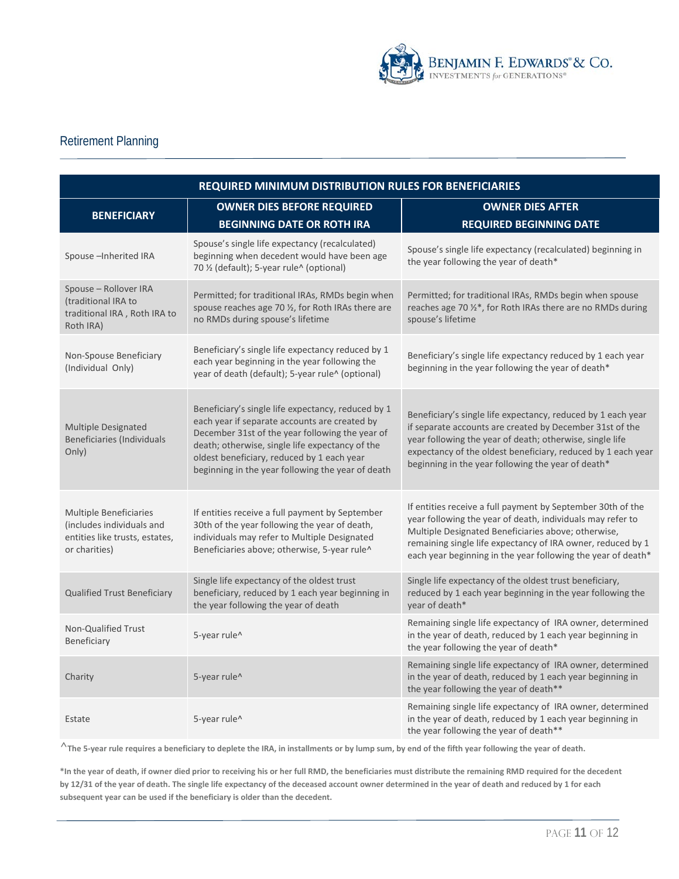## Retirement Planning

| REQUIRED MINIMUM DISTRIBUTION RULES FOR BENEFICIARIES | | |
|---|---|---|
| **BENEFICIARY** | **OWNER DIES BEFORE REQUIRED BEGINNING DATE OR ROTH IRA** | **OWNER DIES AFTER REQUIRED BEGINNING DATE** |
| Spouse –Inherited IRA | Spouse's single life expectancy (recalculated) beginning when decedent would have been age 70 ½ (default); 5-year rule^ (optional) | Spouse's single life expectancy (recalculated) beginning in the year following the year of death* |
| Spouse – Rollover IRA (traditional IRA to traditional IRA , Roth IRA to Roth IRA) | Permitted; for traditional IRAs, RMDs begin when spouse reaches age 70 ½, for Roth IRAs there are no RMDs during spouse's lifetime | Permitted; for traditional IRAs, RMDs begin when spouse reaches age 70 ½*, for Roth IRAs there are no RMDs during spouse's lifetime |
| Non-Spouse Beneficiary (Individual Only) | Beneficiary's single life expectancy reduced by 1 each year beginning in the year following the year of death (default); 5-year rule^ (optional) | Beneficiary's single life expectancy reduced by 1 each year beginning in the year following the year of death* |
| Multiple Designated Beneficiaries (Individuals Only) | Beneficiary's single life expectancy, reduced by 1 each year if separate accounts are created by December 31st of the year following the year of death; otherwise, single life expectancy of the oldest beneficiary, reduced by 1 each year beginning in the year following the year of death | Beneficiary's single life expectancy, reduced by 1 each year if separate accounts are created by December 31st of the year following the year of death; otherwise, single life expectancy of the oldest beneficiary, reduced by 1 each year beginning in the year following the year of death* |
| Multiple Beneficiaries (includes individuals and entities like trusts, estates, or charities) | If entities receive a full payment by September 30th of the year following the year of death, individuals may refer to Multiple Designated Beneficiaries above; otherwise, 5-year rule^ | If entities receive a full payment by September 30th of the year following the year of death, individuals may refer to Multiple Designated Beneficiaries above; otherwise, remaining single life expectancy of IRA owner, reduced by 1 each year beginning in the year following the year of death* |
| Qualified Trust Beneficiary | Single life expectancy of the oldest trust beneficiary, reduced by 1 each year beginning in the year following the year of death | Single life expectancy of the oldest trust beneficiary, reduced by 1 each year beginning in the year following the year of death* |
| Non-Qualified Trust Beneficiary | 5-year rule^ | Remaining single life expectancy of IRA owner, determined in the year of death, reduced by 1 each year beginning in the year following the year of death* |
| Charity | 5-year rule^ | Remaining single life expectancy of IRA owner, determined in the year of death, reduced by 1 each year beginning in the year following the year of death** |
| Estate | 5-year rule^ | Remaining single life expectancy of IRA owner, determined in the year of death, reduced by 1 each year beginning in the year following the year of death** |

**^The 5-year rule requires a beneficiary to deplete the IRA, in installments or by lump sum, by end of the fifth year following the year of death.**

***In the year of death, if owner died prior to receiving his or her full RMD, the beneficiaries must distribute the remaining RMD required for the decedent by 12/31 of the year of death. The single life expectancy of the deceased account owner determined in the year of death and reduced by 1 for each subsequent year can be used if the beneficiary is older than the decedent.**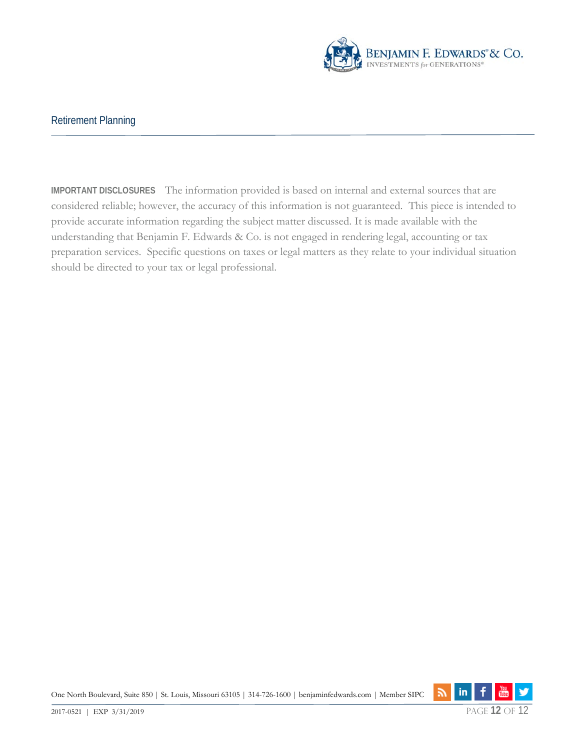**IMPORTANT DISCLOSURES** The information provided is based on internal and external sources that are considered reliable; however, the accuracy of this information is not guaranteed. This piece is intended to provide accurate information regarding the subject matter discussed. It is made available with the understanding that Benjamin F. Edwards & Co. is not engaged in rendering legal, accounting or tax preparation services. Specific questions on taxes or legal matters as they relate to your individual situation should be directed to your tax or legal professional.